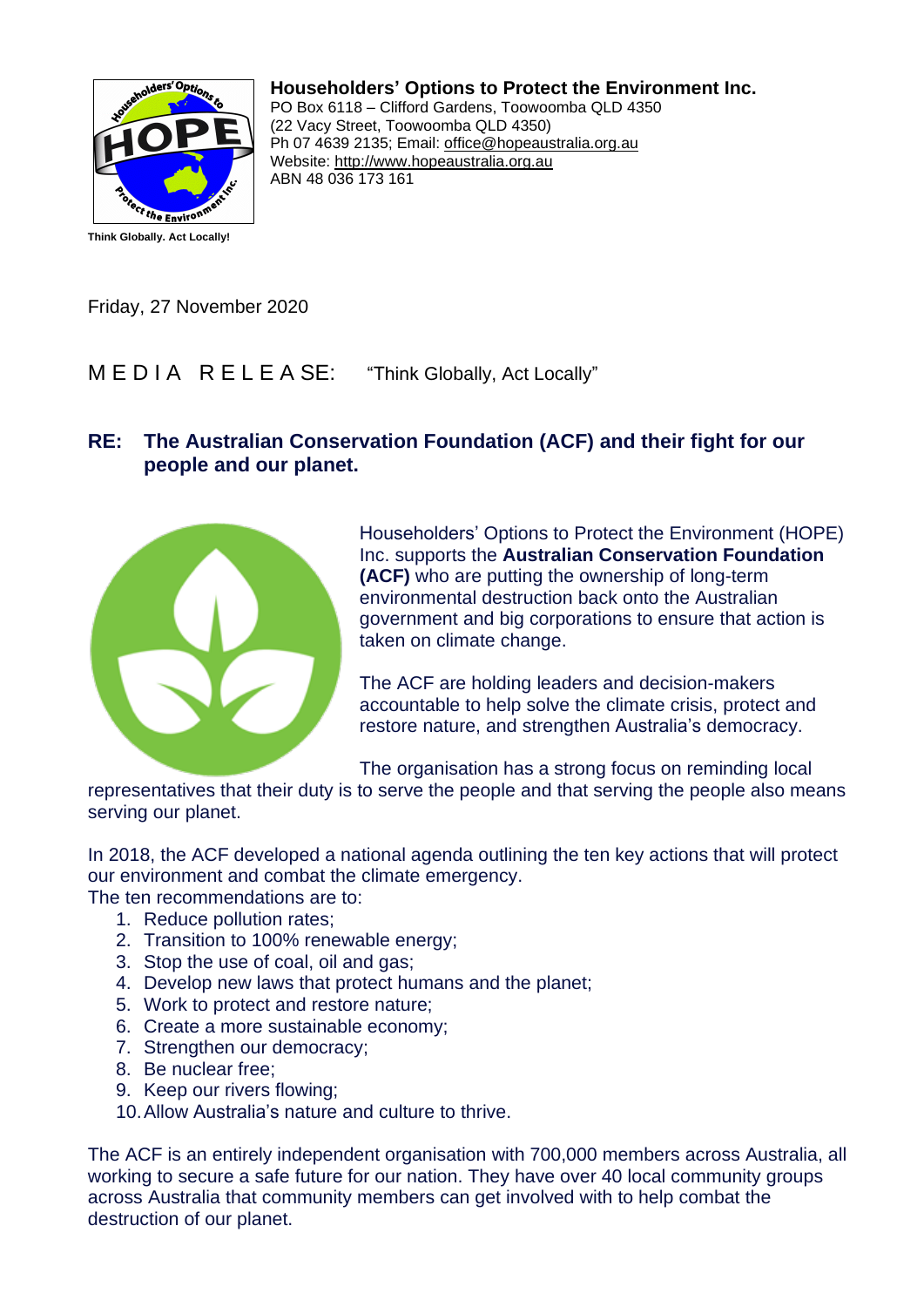**Householders' Options to Protect the Environment Inc.**
PO Box 6118 – Clifford Gardens, Toowoomba QLD 4350
(22 Vacy Street, Toowoomba QLD 4350)
Ph 07 4639 2135; Email: office@hopeaustralia.org.au
Website: http://www.hopeaustralia.org.au
ABN 48 036 173 161

**Think Globally. Act Locally!**

Friday, 27 November 2020

MEDIA RELEASE: "Think Globally, Act Locally"

## RE: The Australian Conservation Foundation (ACF) and their fight for our people and our planet.

Householders' Options to Protect the Environment (HOPE) Inc. supports the **Australian Conservation Foundation (ACF)** who are putting the ownership of long-term environmental destruction back onto the Australian government and big corporations to ensure that action is taken on climate change.

The ACF are holding leaders and decision-makers accountable to help solve the climate crisis, protect and restore nature, and strengthen Australia's democracy.

The organisation has a strong focus on reminding local representatives that their duty is to serve the people and that serving the people also means serving our planet.

In 2018, the ACF developed a national agenda outlining the ten key actions that will protect our environment and combat the climate emergency.
The ten recommendations are to:

1. Reduce pollution rates;
2. Transition to 100% renewable energy;
3. Stop the use of coal, oil and gas;
4. Develop new laws that protect humans and the planet;
5. Work to protect and restore nature;
6. Create a more sustainable economy;
7. Strengthen our democracy;
8. Be nuclear free;
9. Keep our rivers flowing;
10. Allow Australia's nature and culture to thrive.

The ACF is an entirely independent organisation with 700,000 members across Australia, all working to secure a safe future for our nation. They have over 40 local community groups across Australia that community members can get involved with to help combat the destruction of our planet.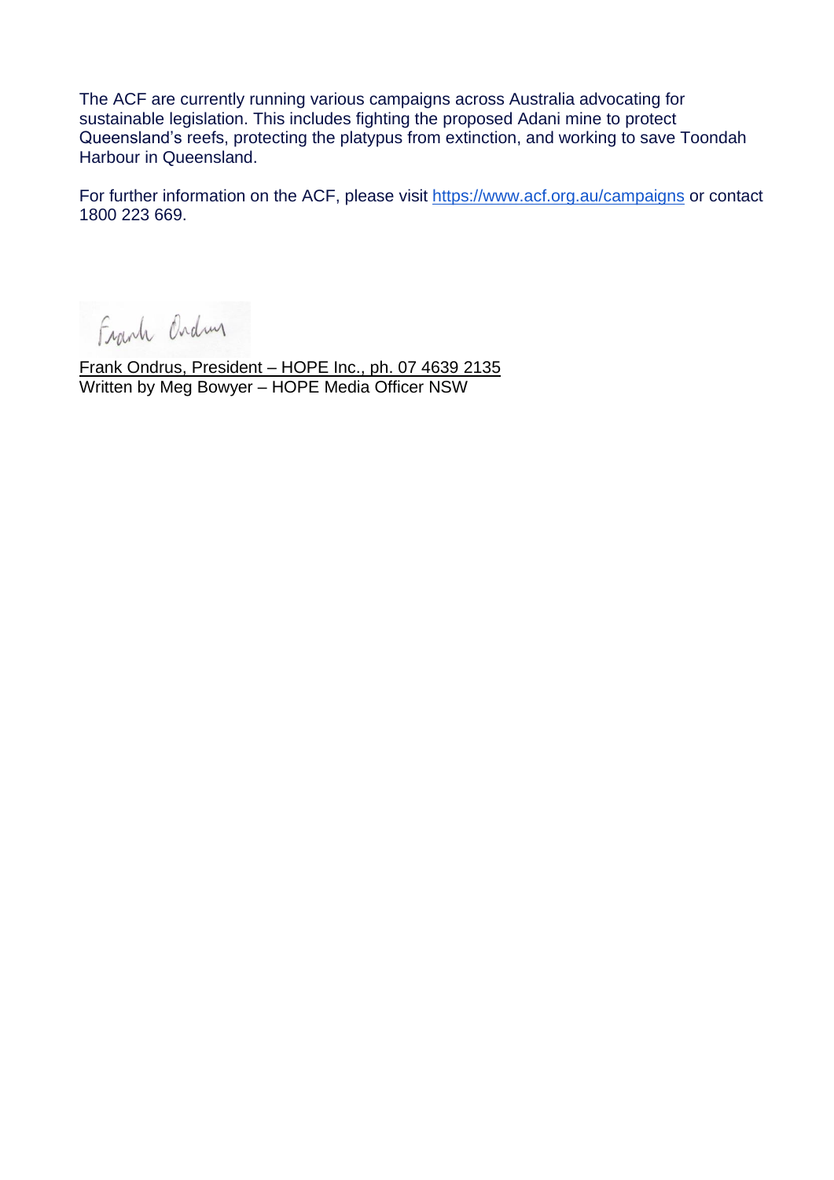The ACF are currently running various campaigns across Australia advocating for sustainable legislation. This includes fighting the proposed Adani mine to protect Queensland's reefs, protecting the platypus from extinction, and working to save Toondah Harbour in Queensland.

For further information on the ACF, please visit https://www.acf.org.au/campaigns or contact 1800 223 669.

Frank Ondrus, President – HOPE Inc., ph. 07 4639 2135
Written by Meg Bowyer – HOPE Media Officer NSW